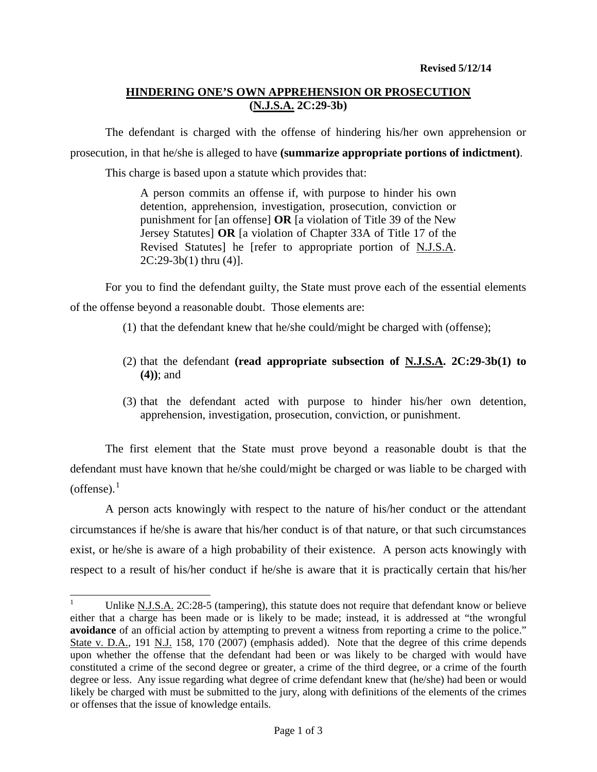**Revised 5/12/14**

## HINDERING ONE'S OWN APPREHENSION OR PROSECUTION (N.J.S.A. 2C:29-3b)

The defendant is charged with the offense of hindering his/her own apprehension or prosecution, in that he/she is alleged to have **(summarize appropriate portions of indictment)**.

This charge is based upon a statute which provides that:

> A person commits an offense if, with purpose to hinder his own detention, apprehension, investigation, prosecution, conviction or punishment for [an offense] **OR** [a violation of Title 39 of the New Jersey Statutes] **OR** [a violation of Chapter 33A of Title 17 of the Revised Statutes] he [refer to appropriate portion of N.J.S.A. 2C:29-3b(1) thru (4)].

For you to find the defendant guilty, the State must prove each of the essential elements of the offense beyond a reasonable doubt. Those elements are:

(1) that the defendant knew that he/she could/might be charged with (offense);

(2) that the defendant **(read appropriate subsection of N.J.S.A. 2C:29-3b(1) to (4))**; and

(3) that the defendant acted with purpose to hinder his/her own detention, apprehension, investigation, prosecution, conviction, or punishment.

The first element that the State must prove beyond a reasonable doubt is that the defendant must have known that he/she could/might be charged or was liable to be charged with (offense).[1]

A person acts knowingly with respect to the nature of his/her conduct or the attendant circumstances if he/she is aware that his/her conduct is of that nature, or that such circumstances exist, or he/she is aware of a high probability of their existence. A person acts knowingly with respect to a result of his/her conduct if he/she is aware that it is practically certain that his/her

---

[1] Unlike N.J.S.A. 2C:28-5 (tampering), this statute does not require that defendant know or believe either that a charge has been made or is likely to be made; instead, it is addressed at "the wrongful **avoidance** of an official action by attempting to prevent a witness from reporting a crime to the police." State v. D.A., 191 N.J. 158, 170 (2007) (emphasis added). Note that the degree of this crime depends upon whether the offense that the defendant had been or was likely to be charged with would have constituted a crime of the second degree or greater, a crime of the third degree, or a crime of the fourth degree or less. Any issue regarding what degree of crime defendant knew that (he/she) had been or would likely be charged with must be submitted to the jury, along with definitions of the elements of the crimes or offenses that the issue of knowledge entails.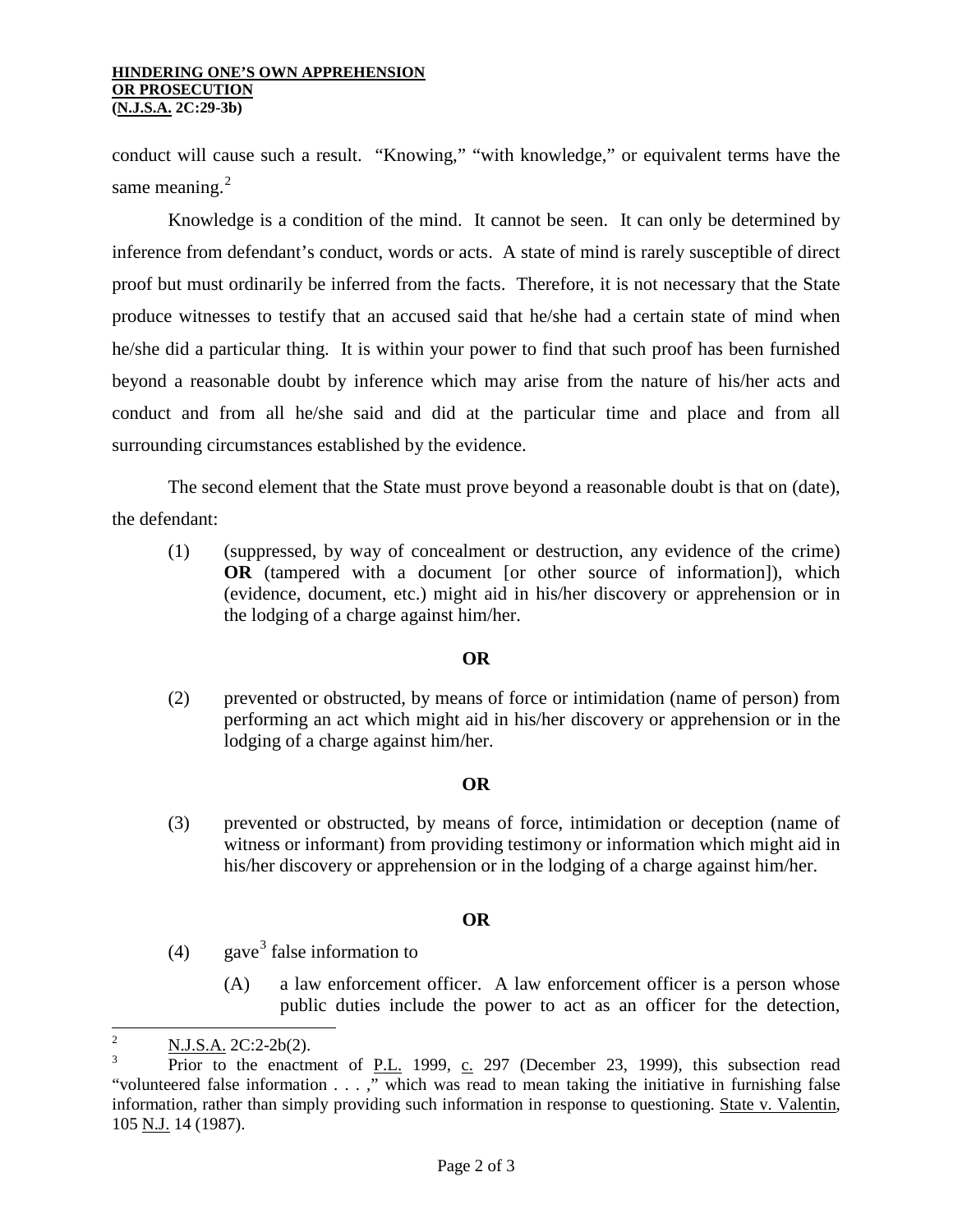conduct will cause such a result. "Knowing," "with knowledge," or equivalent terms have the same meaning.[2]

Knowledge is a condition of the mind. It cannot be seen. It can only be determined by inference from defendant's conduct, words or acts. A state of mind is rarely susceptible of direct proof but must ordinarily be inferred from the facts. Therefore, it is not necessary that the State produce witnesses to testify that an accused said that he/she had a certain state of mind when he/she did a particular thing. It is within your power to find that such proof has been furnished beyond a reasonable doubt by inference which may arise from the nature of his/her acts and conduct and from all he/she said and did at the particular time and place and from all surrounding circumstances established by the evidence.

The second element that the State must prove beyond a reasonable doubt is that on (date), the defendant:

(1) (suppressed, by way of concealment or destruction, any evidence of the crime) **OR** (tampered with a document [or other source of information]), which (evidence, document, etc.) might aid in his/her discovery or apprehension or in the lodging of a charge against him/her.

**OR**

(2) prevented or obstructed, by means of force or intimidation (name of person) from performing an act which might aid in his/her discovery or apprehension or in the lodging of a charge against him/her.

**OR**

(3) prevented or obstructed, by means of force, intimidation or deception (name of witness or informant) from providing testimony or information which might aid in his/her discovery or apprehension or in the lodging of a charge against him/her.

**OR**

(4) gave[3] false information to

(A) a law enforcement officer. A law enforcement officer is a person whose public duties include the power to act as an officer for the detection,

---

[2] N.J.S.A. 2C:2-2b(2).

[3] Prior to the enactment of P.L. 1999, c. 297 (December 23, 1999), this subsection read "volunteered false information . . . ," which was read to mean taking the initiative in furnishing false information, rather than simply providing such information in response to questioning. State v. Valentin, 105 N.J. 14 (1987).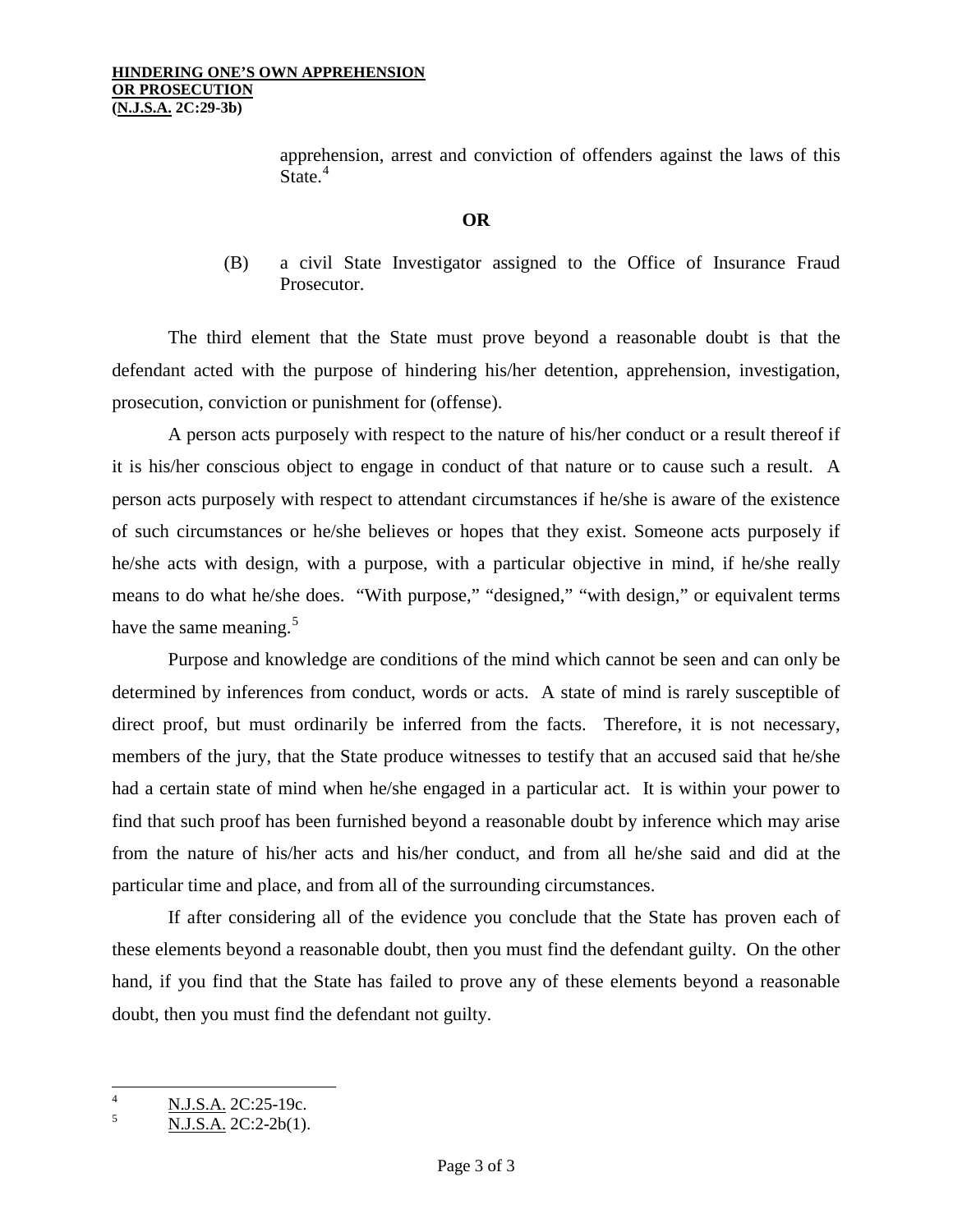apprehension, arrest and conviction of offenders against the laws of this State.[4]

**OR**

(B) a civil State Investigator assigned to the Office of Insurance Fraud Prosecutor.

The third element that the State must prove beyond a reasonable doubt is that the defendant acted with the purpose of hindering his/her detention, apprehension, investigation, prosecution, conviction or punishment for (offense).

A person acts purposely with respect to the nature of his/her conduct or a result thereof if it is his/her conscious object to engage in conduct of that nature or to cause such a result. A person acts purposely with respect to attendant circumstances if he/she is aware of the existence of such circumstances or he/she believes or hopes that they exist. Someone acts purposely if he/she acts with design, with a purpose, with a particular objective in mind, if he/she really means to do what he/she does. "With purpose," "designed," "with design," or equivalent terms have the same meaning.[5]

Purpose and knowledge are conditions of the mind which cannot be seen and can only be determined by inferences from conduct, words or acts. A state of mind is rarely susceptible of direct proof, but must ordinarily be inferred from the facts. Therefore, it is not necessary, members of the jury, that the State produce witnesses to testify that an accused said that he/she had a certain state of mind when he/she engaged in a particular act. It is within your power to find that such proof has been furnished beyond a reasonable doubt by inference which may arise from the nature of his/her acts and his/her conduct, and from all he/she said and did at the particular time and place, and from all of the surrounding circumstances.

If after considering all of the evidence you conclude that the State has proven each of these elements beyond a reasonable doubt, then you must find the defendant guilty. On the other hand, if you find that the State has failed to prove any of these elements beyond a reasonable doubt, then you must find the defendant not guilty.

---

[4] N.J.S.A. 2C:25-19c.

[5] N.J.S.A. 2C:2-2b(1).